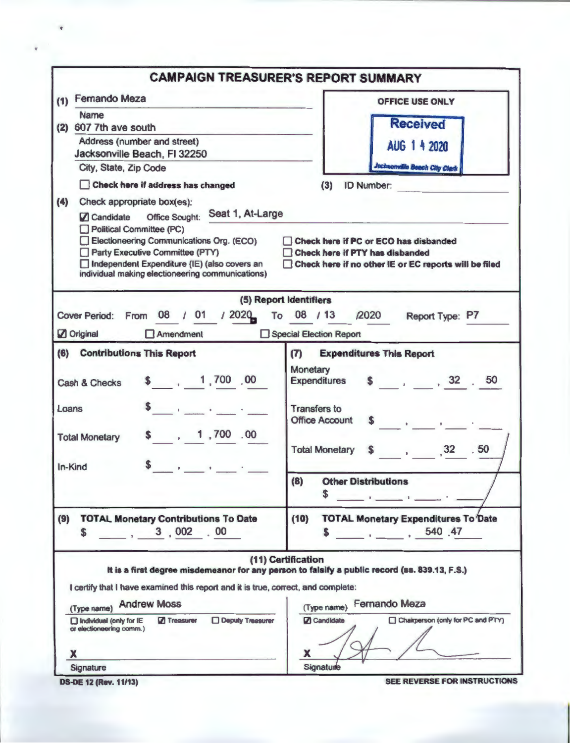# CAMPAIGN TREASURER'S REPORT SUMMARY

(1) Fernando Meza
Name

(2) 607 7th ave south
Address (number and street)
Jacksonville Beach, Fl 32250
City, State, Zip Code

☐ **Check here if address has changed**

**OFFICE USE ONLY**

Received
AUG 14 2020
Jacksonville Beach City Clerk

(3) ID Number:

(4) Check appropriate box(es):

- ☑ Candidate Office Sought: Seat 1, At-Large
- ☐ Political Committee (PC)
- ☐ Electioneering Communications Org. (ECO)
- ☐ Party Executive Committee (PTY)
- ☐ Independent Expenditure (IE) (also covers an individual making electioneering communications)
- ☐ **Check here if PC or ECO has disbanded**
- ☐ **Check here if PTY has disbanded**
- ☐ **Check here if no other IE or EC reports will be filed**

**(5) Report Identifiers**

Cover Period: From 08 / 01 / 2020 To 08 / 13 /2020 Report Type: P7

☑ Original ☐ Amendment ☐ Special Election Report

| (6) Contributions This Report | | (7) Expenditures This Report | |
|---|---|---|---|
| Cash & Checks | $ 1,700.00 | Monetary Expenditures | $ 32.50 |
| Loans | $ | Transfers to Office Account | $ |
| Total Monetary | $ 1,700.00 | Total Monetary | $ 32.50 |
| In-Kind | $ | (8) Other Distributions | $ |

| (9) TOTAL Monetary Contributions To Date | (10) TOTAL Monetary Expenditures To Date |
|---|---|
| $ 3,002.00 | $ 540.47 |

**(11) Certification**

**It is a first degree misdemeanor for any person to falsify a public record (ss. 839.13, F.S.)**

I certify that I have examined this report and it is true, correct, and complete:

(Type name) Andrew Moss
☐ Individual (only for IE or electioneering comm.) ☑ Treasurer ☐ Deputy Treasurer

X
Signature

(Type name) Fernando Meza
☑ Candidate ☐ Chairperson (only for PC and PTY)

X [signature]
Signature

DS-DE 12 (Rev. 11/13)

SEE REVERSE FOR INSTRUCTIONS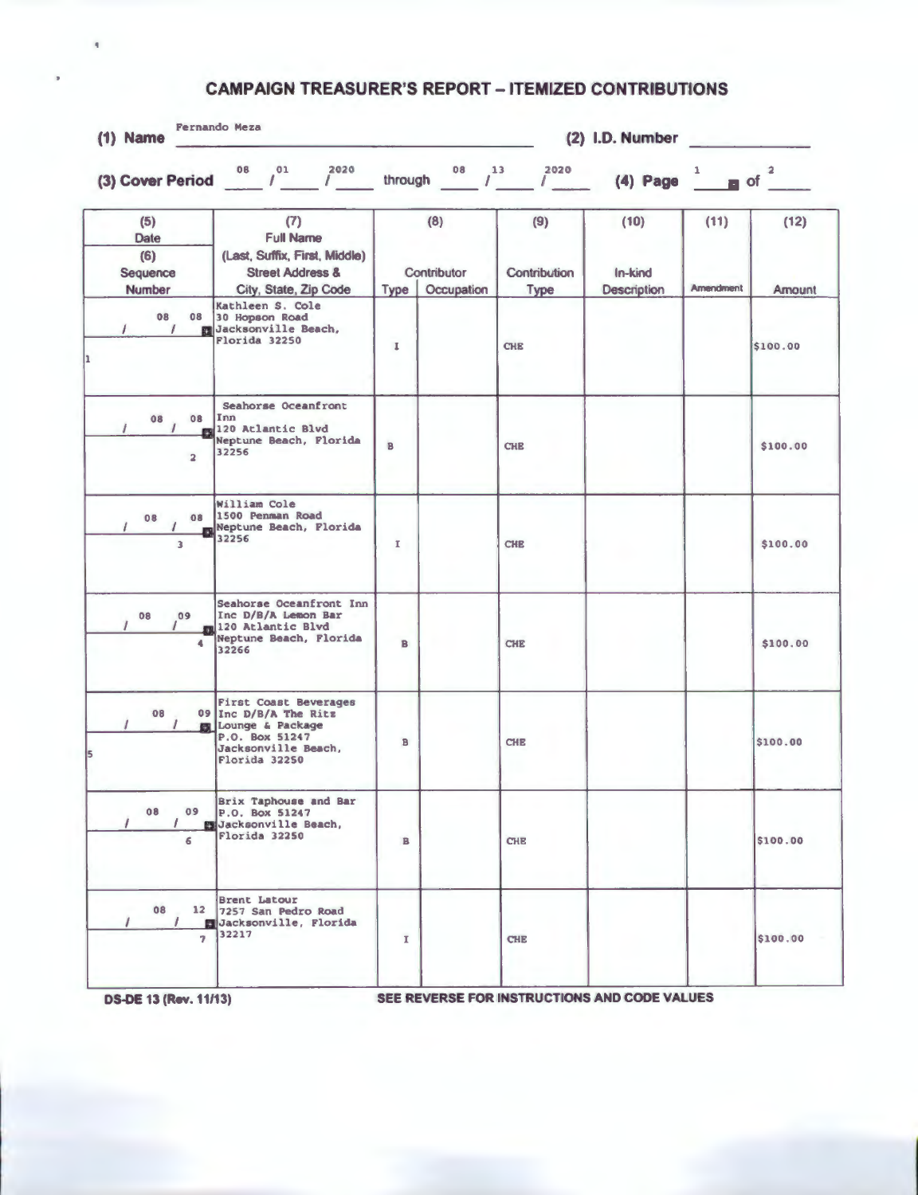# CAMPAIGN TREASURER'S REPORT – ITEMIZED CONTRIBUTIONS

**(1) Name** Fernando Meza **(2) I.D. Number** ______

**(3) Cover Period** 08 / 01 / 2020 through 08 / 13 / 2020 **(4) Page** 1 of 2

| (5) Date / (6) Sequence Number | (7) Full Name (Last, Suffix, First, Middle) Street Address & City, State, Zip Code | (8) Contributor Type | Occupation | (9) Contribution Type | (10) In-kind Description | (11) Amendment | (12) Amount |
|---|---|---|---|---|---|---|---|
| 08/08 / 1 | Kathleen S. Cole 30 Hopson Road Jacksonville Beach, Florida 32250 | I | | CHE | | | $100.00 |
| 08/08 / 2 | Seahorse Oceanfront Inn 120 Atlantic Blvd Neptune Beach, Florida 32256 | B | | CHE | | | $100.00 |
| 08/08 / 3 | William Cole 1500 Penman Road Neptune Beach, Florida 32256 | I | | CHE | | | $100.00 |
| 08/09 / 4 | Seahorse Oceanfront Inn Inc D/B/A Lemon Bar 120 Atlantic Blvd Neptune Beach, Florida 32266 | B | | CHE | | | $100.00 |
| 08/09 / 5 | First Coast Beverages Inc D/B/A The Ritz Lounge & Package P.O. Box 51247 Jacksonville Beach, Florida 32250 | B | | CHE | | | $100.00 |
| 08/09 / 6 | Brix Taphouse and Bar P.O. Box 51247 Jacksonville Beach, Florida 32250 | B | | CHE | | | $100.00 |
| 08/12 / 7 | Brent Latour 7257 San Pedro Road Jacksonville, Florida 32217 | I | | CHE | | | $100.00 |

DS-DE 13 (Rev. 11/13) SEE REVERSE FOR INSTRUCTIONS AND CODE VALUES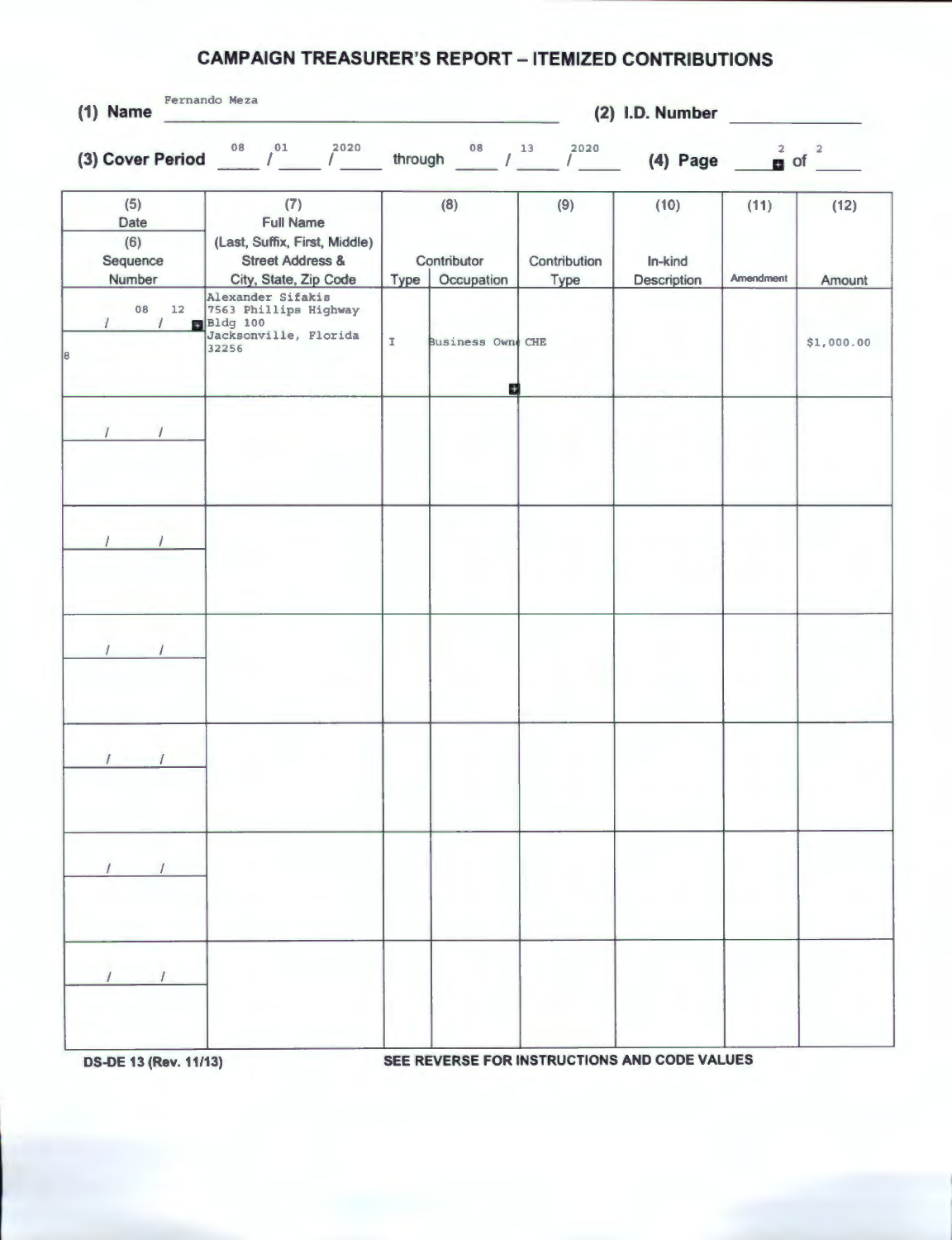# CAMPAIGN TREASURER'S REPORT – ITEMIZED CONTRIBUTIONS

**(1) Name** Fernando Meza **(2) I.D. Number** 

**(3) Cover Period** 08 / 01 / 2020 through 08 / 13 / 2020 **(4) Page** 2 of 2

| (5) Date / (6) Sequence Number | (7) Full Name (Last, Suffix, First, Middle) Street Address & City, State, Zip Code | (8) Contributor Type | (8) Contributor Occupation | (9) Contribution Type | (10) In-kind Description | (11) Amendment | (12) Amount |
|---|---|---|---|---|---|---|---|
| 08 / 12 / 8 | Alexander Sifakis 7563 Phillips Highway Bldg 100 Jacksonville, Florida 32256 | I | Business Own | CHE | | | $1,000.00 |
| / / | | | | | | | |
| / / | | | | | | | |
| / / | | | | | | | |
| / / | | | | | | | |
| / / | | | | | | | |
| / / | | | | | | | |

DS-DE 13 (Rev. 11/13) SEE REVERSE FOR INSTRUCTIONS AND CODE VALUES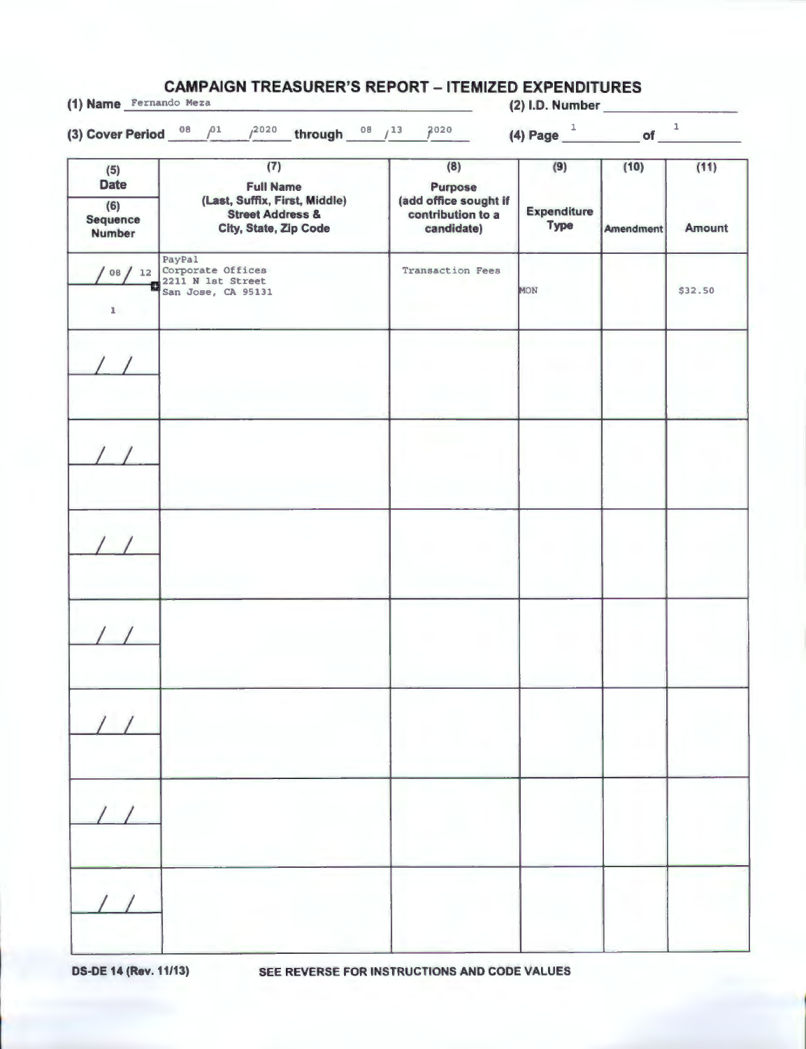# CAMPAIGN TREASURER'S REPORT – ITEMIZED EXPENDITURES

**(1) Name** Fernando Meza **(2) I.D. Number** ____________

**(3) Cover Period** 08 / 01 / 2020 **through** 08 / 13 / 2020 **(4) Page** 1 **of** 1

| (5) Date / (6) Sequence Number | (7) Full Name (Last, Suffix, First, Middle) Street Address & City, State, Zip Code | (8) Purpose (add office sought if contribution to a candidate) | (9) Expenditure Type | (10) Amendment | (11) Amount |
|---|---|---|---|---|---|
| 08 / 12 / 1 | PayPal<br>Corporate Offices<br>2211 N 1st Street<br>San Jose, CA 95131 | Transaction Fees | MON | | $32.50 |
| / / | | | | | |
| / / | | | | | |
| / / | | | | | |
| / / | | | | | |
| / / | | | | | |
| / / | | | | | |
| / / | | | | | |

DS-DE 14 (Rev. 11/13) SEE REVERSE FOR INSTRUCTIONS AND CODE VALUES